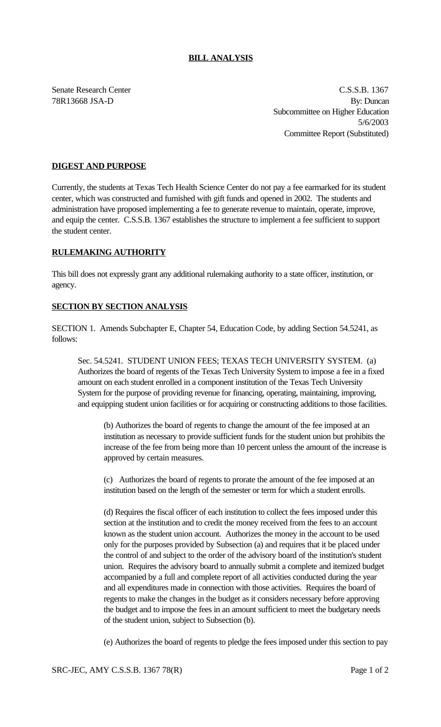## BILL ANALYSIS

Senate Research Center
78R13668 JSA-D

C.S.S.B. 1367
By: Duncan
Subcommittee on Higher Education
5/6/2003
Committee Report (Substituted)

### DIGEST AND PURPOSE

Currently, the students at Texas Tech Health Science Center do not pay a fee earmarked for its student center, which was constructed and furnished with gift funds and opened in 2002. The students and administration have proposed implementing a fee to generate revenue to maintain, operate, improve, and equip the center. C.S.S.B. 1367 establishes the structure to implement a fee sufficient to support the student center.

### RULEMAKING AUTHORITY

This bill does not expressly grant any additional rulemaking authority to a state officer, institution, or agency.

### SECTION BY SECTION ANALYSIS

SECTION 1. Amends Subchapter E, Chapter 54, Education Code, by adding Section 54.5241, as follows:

Sec. 54.5241. STUDENT UNION FEES; TEXAS TECH UNIVERSITY SYSTEM. (a) Authorizes the board of regents of the Texas Tech University System to impose a fee in a fixed amount on each student enrolled in a component institution of the Texas Tech University System for the purpose of providing revenue for financing, operating, maintaining, improving, and equipping student union facilities or for acquiring or constructing additions to those facilities.

(b) Authorizes the board of regents to change the amount of the fee imposed at an institution as necessary to provide sufficient funds for the student union but prohibits the increase of the fee from being more than 10 percent unless the amount of the increase is approved by certain measures.

(c) Authorizes the board of regents to prorate the amount of the fee imposed at an institution based on the length of the semester or term for which a student enrolls.

(d) Requires the fiscal officer of each institution to collect the fees imposed under this section at the institution and to credit the money received from the fees to an account known as the student union account. Authorizes the money in the account to be used only for the purposes provided by Subsection (a) and requires that it be placed under the control of and subject to the order of the advisory board of the institution's student union. Requires the advisory board to annually submit a complete and itemized budget accompanied by a full and complete report of all activities conducted during the year and all expenditures made in connection with those activities. Requires the board of regents to make the changes in the budget as it considers necessary before approving the budget and to impose the fees in an amount sufficient to meet the budgetary needs of the student union, subject to Subsection (b).

(e) Authorizes the board of regents to pledge the fees imposed under this section to pay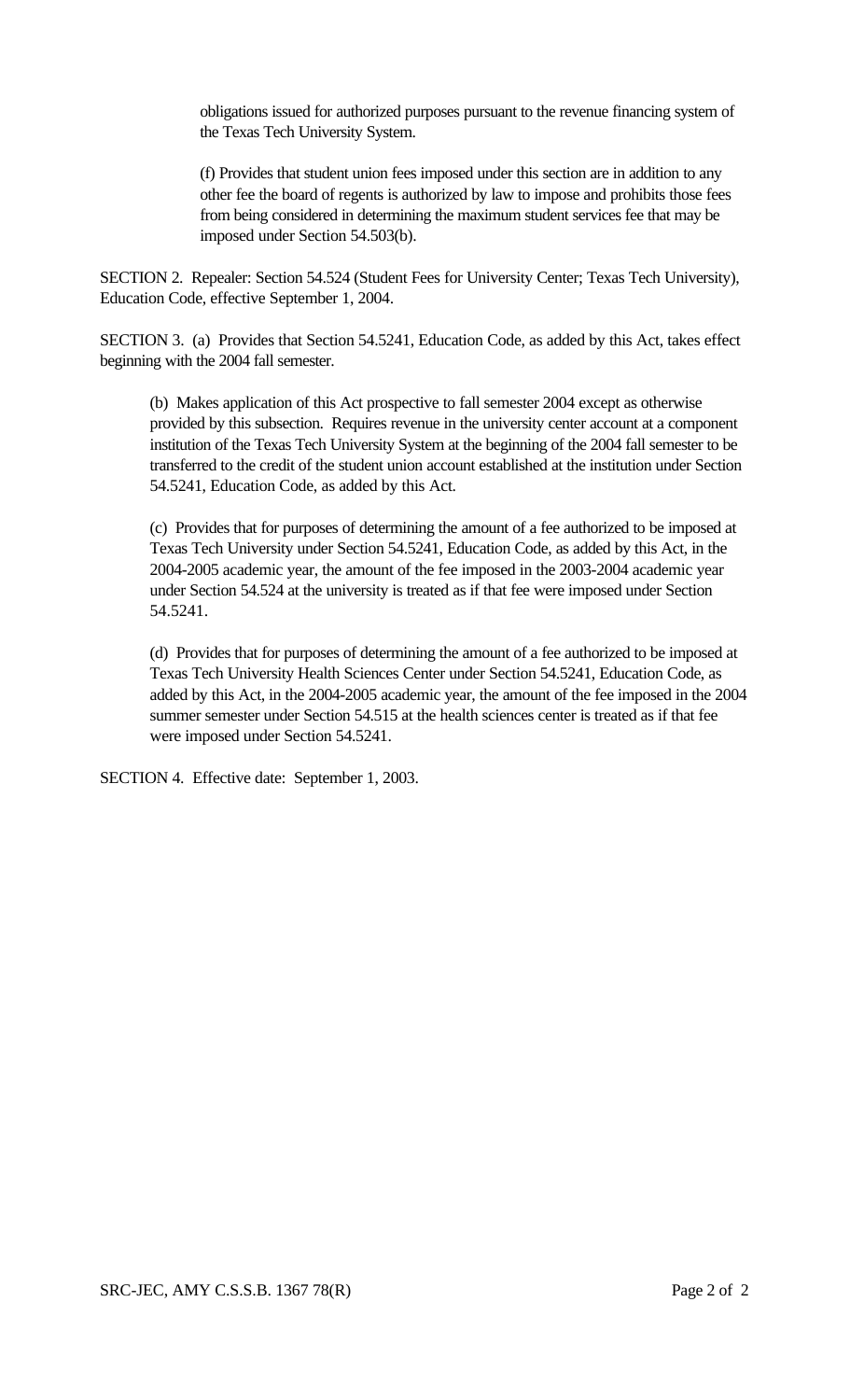obligations issued for authorized purposes pursuant to the revenue financing system of the Texas Tech University System.

(f) Provides that student union fees imposed under this section are in addition to any other fee the board of regents is authorized by law to impose and prohibits those fees from being considered in determining the maximum student services fee that may be imposed under Section 54.503(b).

SECTION 2. Repealer: Section 54.524 (Student Fees for University Center; Texas Tech University), Education Code, effective September 1, 2004.

SECTION 3. (a) Provides that Section 54.5241, Education Code, as added by this Act, takes effect beginning with the 2004 fall semester.

(b) Makes application of this Act prospective to fall semester 2004 except as otherwise provided by this subsection. Requires revenue in the university center account at a component institution of the Texas Tech University System at the beginning of the 2004 fall semester to be transferred to the credit of the student union account established at the institution under Section 54.5241, Education Code, as added by this Act.

(c) Provides that for purposes of determining the amount of a fee authorized to be imposed at Texas Tech University under Section 54.5241, Education Code, as added by this Act, in the 2004-2005 academic year, the amount of the fee imposed in the 2003-2004 academic year under Section 54.524 at the university is treated as if that fee were imposed under Section 54.5241.

(d) Provides that for purposes of determining the amount of a fee authorized to be imposed at Texas Tech University Health Sciences Center under Section 54.5241, Education Code, as added by this Act, in the 2004-2005 academic year, the amount of the fee imposed in the 2004 summer semester under Section 54.515 at the health sciences center is treated as if that fee were imposed under Section 54.5241.

SECTION 4. Effective date: September 1, 2003.